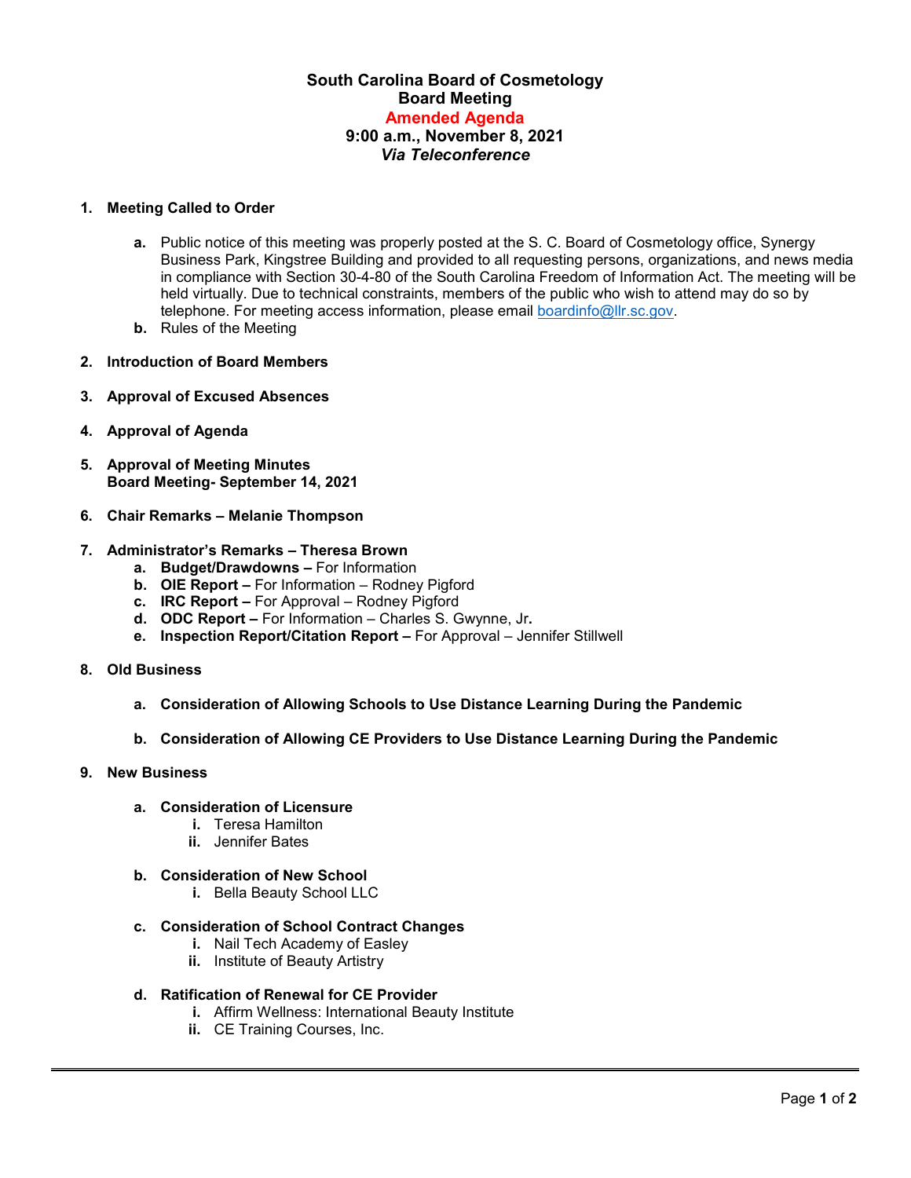# South Carolina Board of Cosmetology
## Board Meeting
## Amended Agenda
### 9:00 a.m., November 8, 2021
### *Via Teleconference*

1. **Meeting Called to Order**
   - **a.** Public notice of this meeting was properly posted at the S. C. Board of Cosmetology office, Synergy Business Park, Kingstree Building and provided to all requesting persons, organizations, and news media in compliance with Section 30-4-80 of the South Carolina Freedom of Information Act. The meeting will be held virtually. Due to technical constraints, members of the public who wish to attend may do so by telephone. For meeting access information, please email boardinfo@llr.sc.gov.
   - **b.** Rules of the Meeting

2. **Introduction of Board Members**

3. **Approval of Excused Absences**

4. **Approval of Agenda**

5. **Approval of Meeting Minutes**
   **Board Meeting- September 14, 2021**

6. **Chair Remarks – Melanie Thompson**

7. **Administrator's Remarks – Theresa Brown**
   - **a. Budget/Drawdowns –** For Information
   - **b. OIE Report –** For Information – Rodney Pigford
   - **c. IRC Report –** For Approval – Rodney Pigford
   - **d. ODC Report –** For Information – Charles S. Gwynne, Jr**.**
   - **e. Inspection Report/Citation Report –** For Approval – Jennifer Stillwell

8. **Old Business**
   - **a. Consideration of Allowing Schools to Use Distance Learning During the Pandemic**
   - **b. Consideration of Allowing CE Providers to Use Distance Learning During the Pandemic**

9. **New Business**
   - **a. Consideration of Licensure**
     - **i.** Teresa Hamilton
     - **ii.** Jennifer Bates
   - **b. Consideration of New School**
     - **i.** Bella Beauty School LLC
   - **c. Consideration of School Contract Changes**
     - **i.** Nail Tech Academy of Easley
     - **ii.** Institute of Beauty Artistry
   - **d. Ratification of Renewal for CE Provider**
     - **i.** Affirm Wellness: International Beauty Institute
     - **ii.** CE Training Courses, Inc.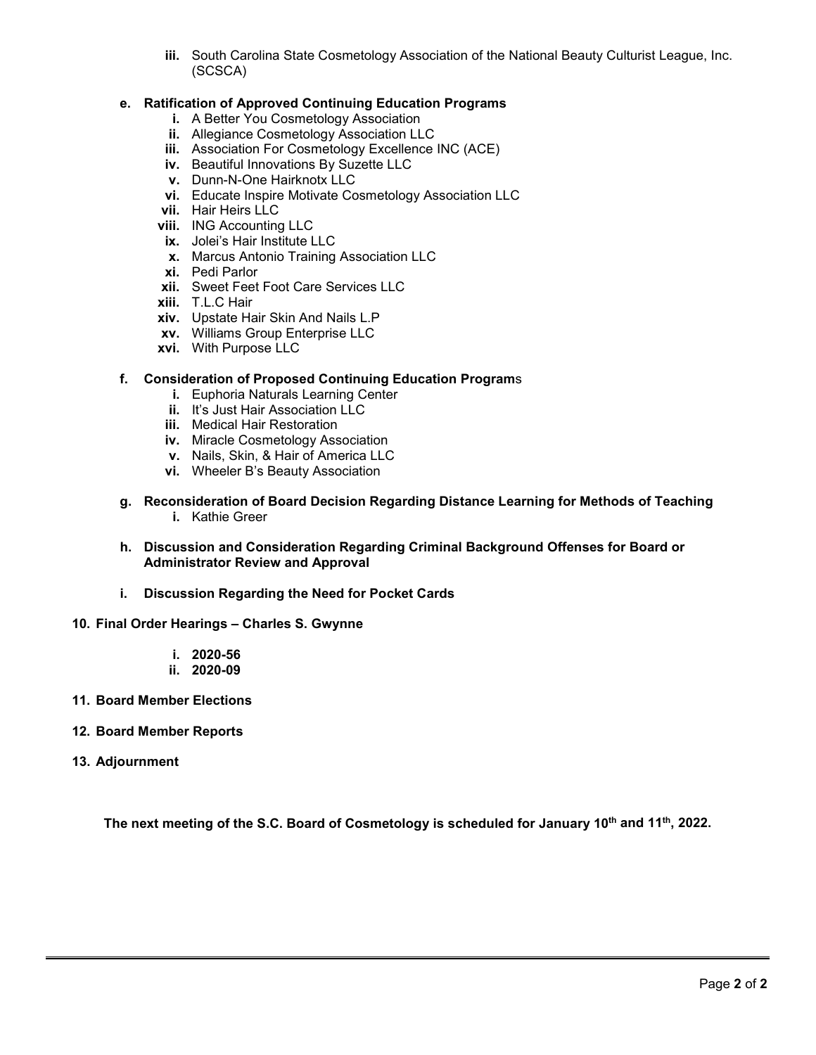- **iii.** South Carolina State Cosmetology Association of the National Beauty Culturist League, Inc. (SCSCA)

- **e. Ratification of Approved Continuing Education Programs**
   - **i.** A Better You Cosmetology Association
   - **ii.** Allegiance Cosmetology Association LLC
   - **iii.** Association For Cosmetology Excellence INC (ACE)
   - **iv.** Beautiful Innovations By Suzette LLC
   - **v.** Dunn-N-One Hairknotx LLC
   - **vi.** Educate Inspire Motivate Cosmetology Association LLC
   - **vii.** Hair Heirs LLC
   - **viii.** ING Accounting LLC
   - **ix.** Jolei's Hair Institute LLC
   - **x.** Marcus Antonio Training Association LLC
   - **xi.** Pedi Parlor
   - **xii.** Sweet Feet Foot Care Services LLC
   - **xiii.** T.L.C Hair
   - **xiv.** Upstate Hair Skin And Nails L.P
   - **xv.** Williams Group Enterprise LLC
   - **xvi.** With Purpose LLC

- **f. Consideration of Proposed Continuing Education Program**s
   - **i.** Euphoria Naturals Learning Center
   - **ii.** It's Just Hair Association LLC
   - **iii.** Medical Hair Restoration
   - **iv.** Miracle Cosmetology Association
   - **v.** Nails, Skin, & Hair of America LLC
   - **vi.** Wheeler B's Beauty Association

- **g. Reconsideration of Board Decision Regarding Distance Learning for Methods of Teaching**
   - **i.** Kathie Greer

- **h. Discussion and Consideration Regarding Criminal Background Offenses for Board or Administrator Review and Approval**

- **i. Discussion Regarding the Need for Pocket Cards**

**10. Final Order Hearings – Charles S. Gwynne**

   - **i. 2020-56**
   - **ii. 2020-09**

**11. Board Member Elections**

**12. Board Member Reports**

**13. Adjournment**

**The next meeting of the S.C. Board of Cosmetology is scheduled for January 10th and 11th, 2022.**